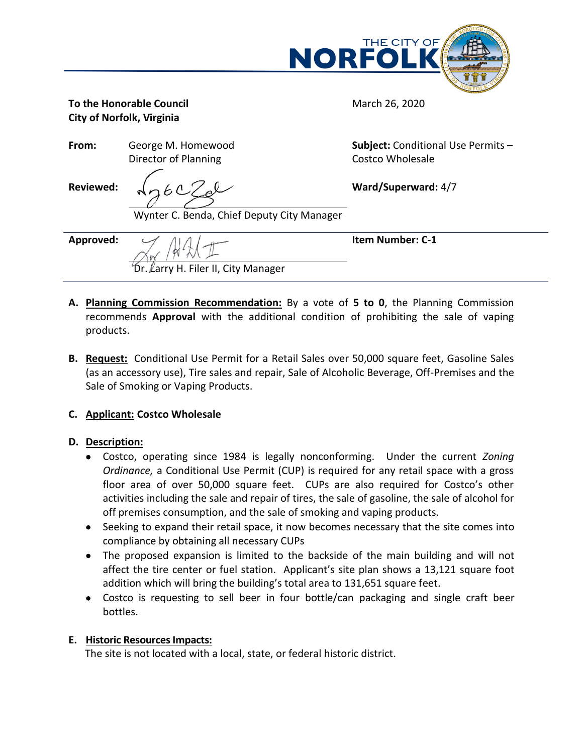THE CITY OF NORFOLK

**To the Honorable Council**
**City of Norfolk, Virginia**

March 26, 2020

**From:** George M. Homewood
Director of Planning

**Subject:** Conditional Use Permits – Costco Wholesale

**Reviewed:** Wynter C. Benda, Chief Deputy City Manager

**Ward/Superward:** 4/7

**Approved:** Dr. Larry H. Filer II, City Manager

**Item Number: C-1**

A. **Planning Commission Recommendation:** By a vote of **5 to 0**, the Planning Commission recommends **Approval** with the additional condition of prohibiting the sale of vaping products.

B. **Request:** Conditional Use Permit for a Retail Sales over 50,000 square feet, Gasoline Sales (as an accessory use), Tire sales and repair, Sale of Alcoholic Beverage, Off-Premises and the Sale of Smoking or Vaping Products.

C. **Applicant: Costco Wholesale**

D. **Description:**
   - Costco, operating since 1984 is legally nonconforming. Under the current *Zoning Ordinance,* a Conditional Use Permit (CUP) is required for any retail space with a gross floor area of over 50,000 square feet. CUPs are also required for Costco's other activities including the sale and repair of tires, the sale of gasoline, the sale of alcohol for off premises consumption, and the sale of smoking and vaping products.
   - Seeking to expand their retail space, it now becomes necessary that the site comes into compliance by obtaining all necessary CUPs
   - The proposed expansion is limited to the backside of the main building and will not affect the tire center or fuel station. Applicant's site plan shows a 13,121 square foot addition which will bring the building's total area to 131,651 square feet.
   - Costco is requesting to sell beer in four bottle/can packaging and single craft beer bottles.

E. **Historic Resources Impacts:**
   The site is not located with a local, state, or federal historic district.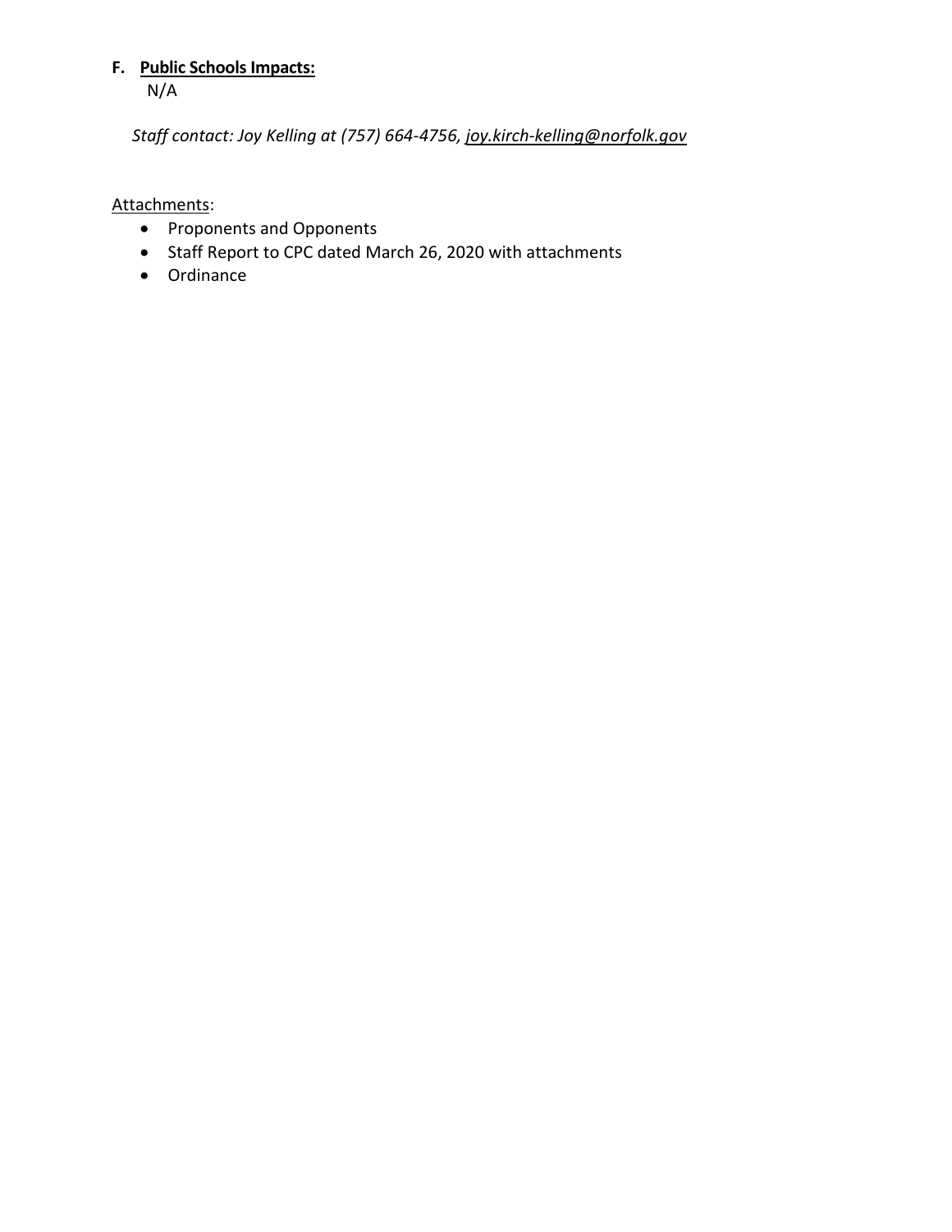**F. Public Schools Impacts:**

N/A

*Staff contact: Joy Kelling at (757) 664-4756, joy.kirch-kelling@norfolk.gov*

Attachments:

- Proponents and Opponents
- Staff Report to CPC dated March 26, 2020 with attachments
- Ordinance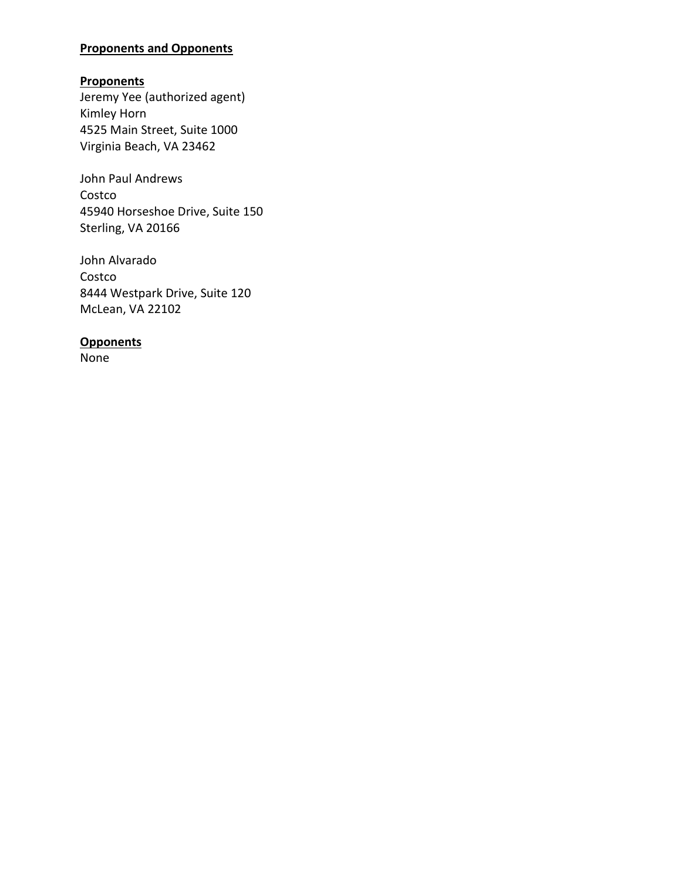**Proponents and Opponents**

**Proponents**

Jeremy Yee (authorized agent)
Kimley Horn
4525 Main Street, Suite 1000
Virginia Beach, VA 23462

John Paul Andrews
Costco
45940 Horseshoe Drive, Suite 150
Sterling, VA 20166

John Alvarado
Costco
8444 Westpark Drive, Suite 120
McLean, VA 22102

**Opponents**

None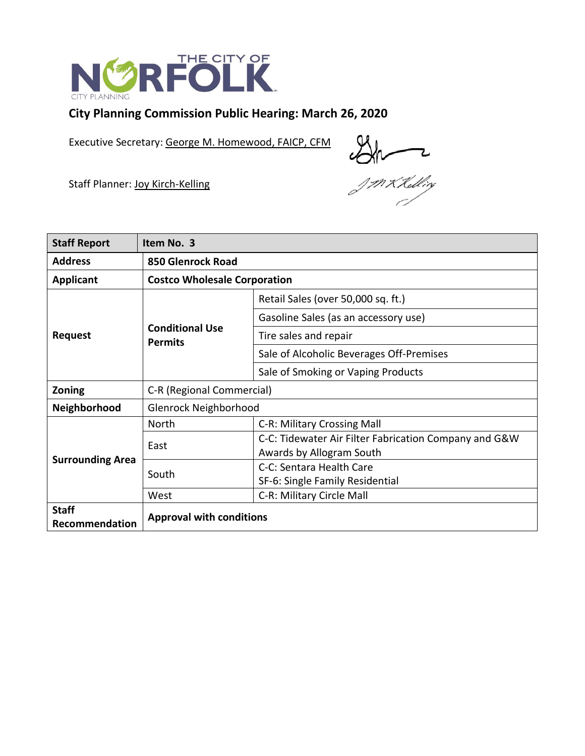THE CITY OF NORFOLK
CITY PLANNING

## City Planning Commission Public Hearing: March 26, 2020

Executive Secretary: George M. Homewood, FAICP, CFM

Staff Planner: Joy Kirch-Kelling

| Staff Report | Item No. 3 | |
|---|---|---|
| Address | **850 Glenrock Road** | |
| Applicant | **Costco Wholesale Corporation** | |
| Request | **Conditional Use Permits** | Retail Sales (over 50,000 sq. ft.) |
| | | Gasoline Sales (as an accessory use) |
| | | Tire sales and repair |
| | | Sale of Alcoholic Beverages Off-Premises |
| | | Sale of Smoking or Vaping Products |
| Zoning | C-R (Regional Commercial) | |
| Neighborhood | Glenrock Neighborhood | |
| Surrounding Area | North | C-R: Military Crossing Mall |
| | East | C-C: Tidewater Air Filter Fabrication Company and G&W Awards by Allogram South |
| | South | C-C: Sentara Health Care<br>SF-6: Single Family Residential |
| | West | C-R: Military Circle Mall |
| Staff Recommendation | **Approval with conditions** | |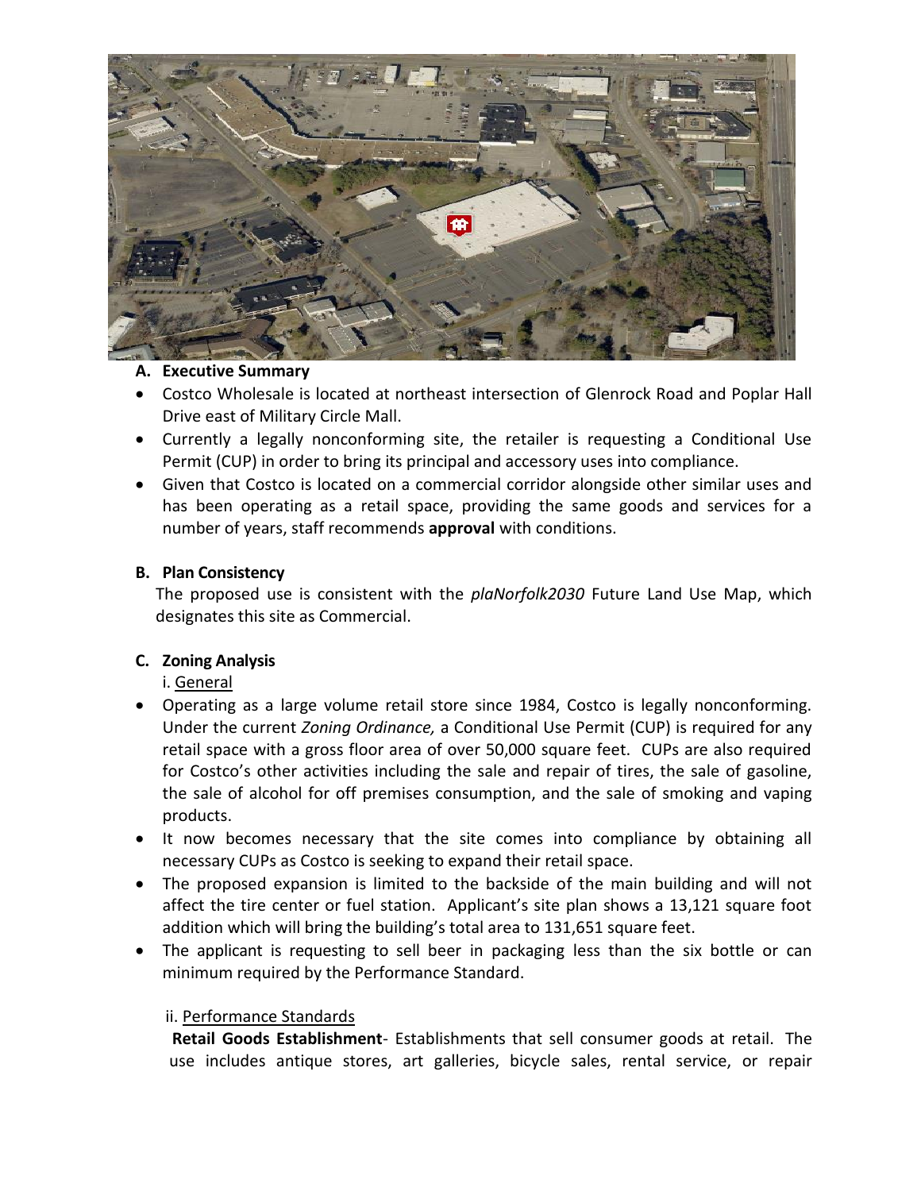**A. Executive Summary**

- Costco Wholesale is located at northeast intersection of Glenrock Road and Poplar Hall Drive east of Military Circle Mall.
- Currently a legally nonconforming site, the retailer is requesting a Conditional Use Permit (CUP) in order to bring its principal and accessory uses into compliance.
- Given that Costco is located on a commercial corridor alongside other similar uses and has been operating as a retail space, providing the same goods and services for a number of years, staff recommends **approval** with conditions.

**B. Plan Consistency**

The proposed use is consistent with the *plaNorfolk2030* Future Land Use Map, which designates this site as Commercial.

**C. Zoning Analysis**

i. General

- Operating as a large volume retail store since 1984, Costco is legally nonconforming. Under the current *Zoning Ordinance,* a Conditional Use Permit (CUP) is required for any retail space with a gross floor area of over 50,000 square feet. CUPs are also required for Costco's other activities including the sale and repair of tires, the sale of gasoline, the sale of alcohol for off premises consumption, and the sale of smoking and vaping products.
- It now becomes necessary that the site comes into compliance by obtaining all necessary CUPs as Costco is seeking to expand their retail space.
- The proposed expansion is limited to the backside of the main building and will not affect the tire center or fuel station. Applicant's site plan shows a 13,121 square foot addition which will bring the building's total area to 131,651 square feet.
- The applicant is requesting to sell beer in packaging less than the six bottle or can minimum required by the Performance Standard.

ii. Performance Standards

**Retail Goods Establishment**- Establishments that sell consumer goods at retail. The use includes antique stores, art galleries, bicycle sales, rental service, or repair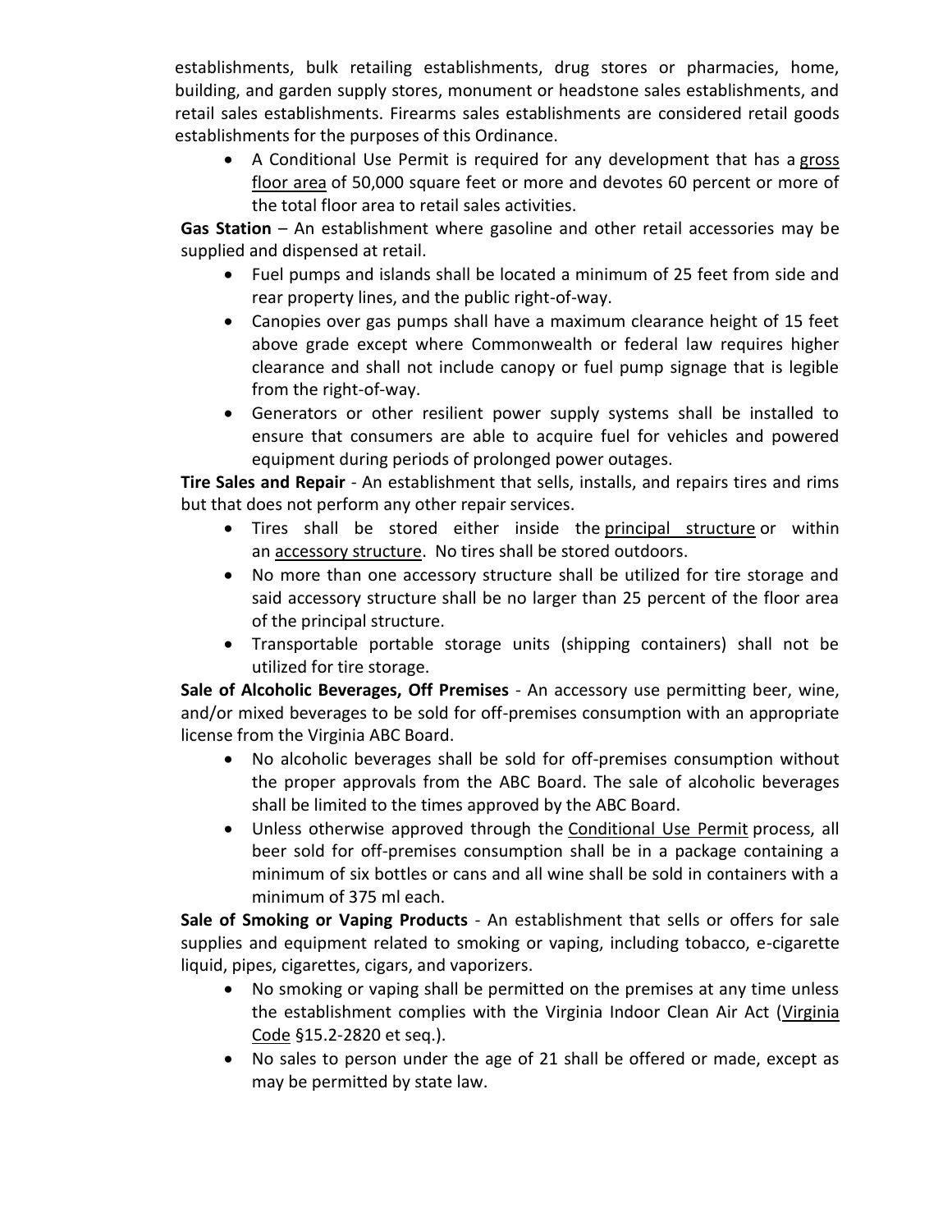establishments, bulk retailing establishments, drug stores or pharmacies, home, building, and garden supply stores, monument or headstone sales establishments, and retail sales establishments. Firearms sales establishments are considered retail goods establishments for the purposes of this Ordinance.

- A Conditional Use Permit is required for any development that has a gross floor area of 50,000 square feet or more and devotes 60 percent or more of the total floor area to retail sales activities.

**Gas Station** – An establishment where gasoline and other retail accessories may be supplied and dispensed at retail.

- Fuel pumps and islands shall be located a minimum of 25 feet from side and rear property lines, and the public right-of-way.
- Canopies over gas pumps shall have a maximum clearance height of 15 feet above grade except where Commonwealth or federal law requires higher clearance and shall not include canopy or fuel pump signage that is legible from the right-of-way.
- Generators or other resilient power supply systems shall be installed to ensure that consumers are able to acquire fuel for vehicles and powered equipment during periods of prolonged power outages.

**Tire Sales and Repair** - An establishment that sells, installs, and repairs tires and rims but that does not perform any other repair services.

- Tires shall be stored either inside the principal structure or within an accessory structure. No tires shall be stored outdoors.
- No more than one accessory structure shall be utilized for tire storage and said accessory structure shall be no larger than 25 percent of the floor area of the principal structure.
- Transportable portable storage units (shipping containers) shall not be utilized for tire storage.

**Sale of Alcoholic Beverages, Off Premises** - An accessory use permitting beer, wine, and/or mixed beverages to be sold for off-premises consumption with an appropriate license from the Virginia ABC Board.

- No alcoholic beverages shall be sold for off-premises consumption without the proper approvals from the ABC Board. The sale of alcoholic beverages shall be limited to the times approved by the ABC Board.
- Unless otherwise approved through the Conditional Use Permit process, all beer sold for off-premises consumption shall be in a package containing a minimum of six bottles or cans and all wine shall be sold in containers with a minimum of 375 ml each.

**Sale of Smoking or Vaping Products** - An establishment that sells or offers for sale supplies and equipment related to smoking or vaping, including tobacco, e-cigarette liquid, pipes, cigarettes, cigars, and vaporizers.

- No smoking or vaping shall be permitted on the premises at any time unless the establishment complies with the Virginia Indoor Clean Air Act (Virginia Code §15.2-2820 et seq.).
- No sales to person under the age of 21 shall be offered or made, except as may be permitted by state law.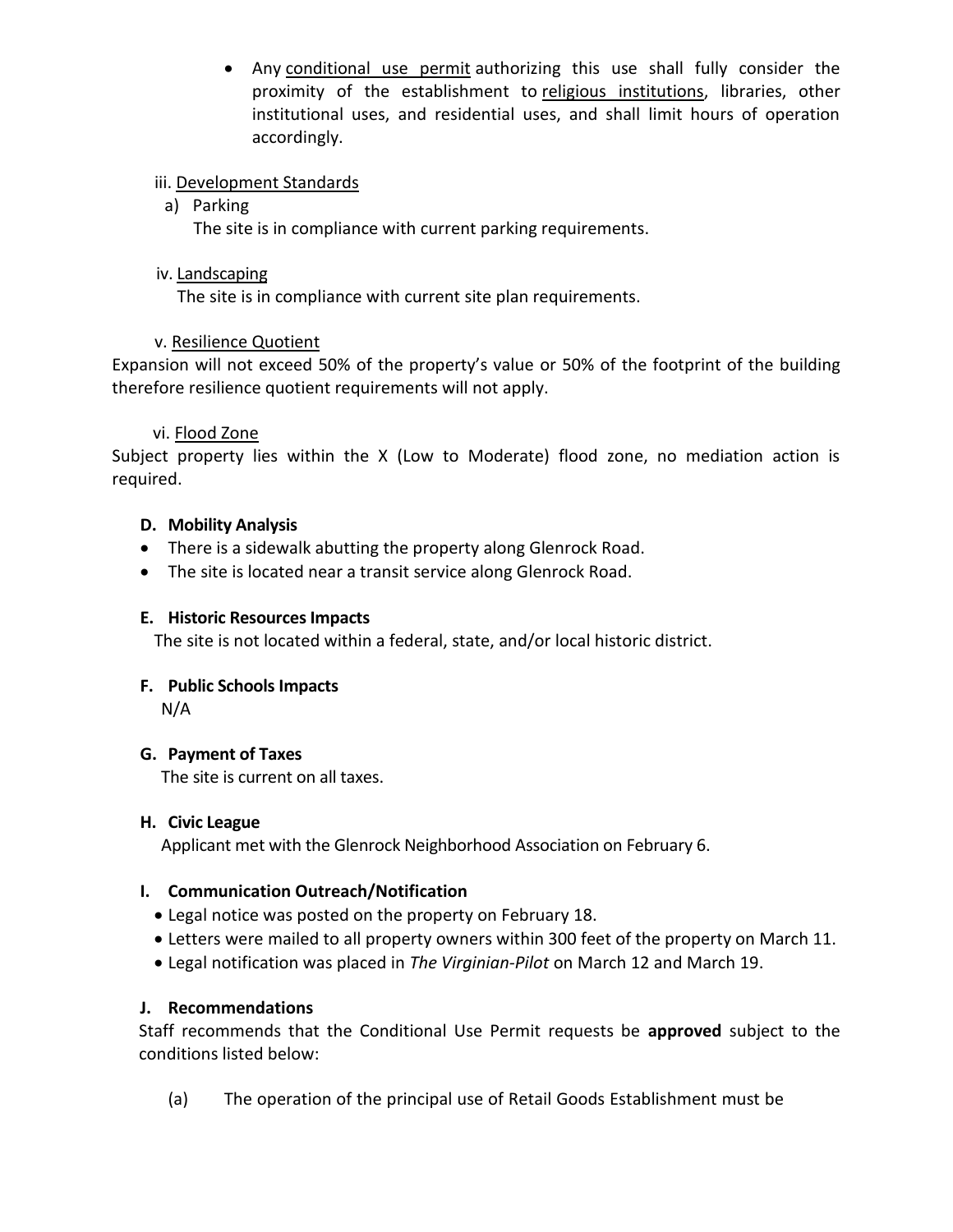- Any conditional use permit authorizing this use shall fully consider the proximity of the establishment to religious institutions, libraries, other institutional uses, and residential uses, and shall limit hours of operation accordingly.

iii. Development Standards

a) Parking

The site is in compliance with current parking requirements.

iv. Landscaping

The site is in compliance with current site plan requirements.

v. Resilience Quotient

Expansion will not exceed 50% of the property's value or 50% of the footprint of the building therefore resilience quotient requirements will not apply.

vi. Flood Zone

Subject property lies within the X (Low to Moderate) flood zone, no mediation action is required.

**D. Mobility Analysis**

- There is a sidewalk abutting the property along Glenrock Road.
- The site is located near a transit service along Glenrock Road.

**E. Historic Resources Impacts**

The site is not located within a federal, state, and/or local historic district.

**F. Public Schools Impacts**

N/A

**G. Payment of Taxes**

The site is current on all taxes.

**H. Civic League**

Applicant met with the Glenrock Neighborhood Association on February 6.

**I. Communication Outreach/Notification**

- Legal notice was posted on the property on February 18.
- Letters were mailed to all property owners within 300 feet of the property on March 11.
- Legal notification was placed in *The Virginian-Pilot* on March 12 and March 19.

**J. Recommendations**

Staff recommends that the Conditional Use Permit requests be **approved** subject to the conditions listed below:

(a) The operation of the principal use of Retail Goods Establishment must be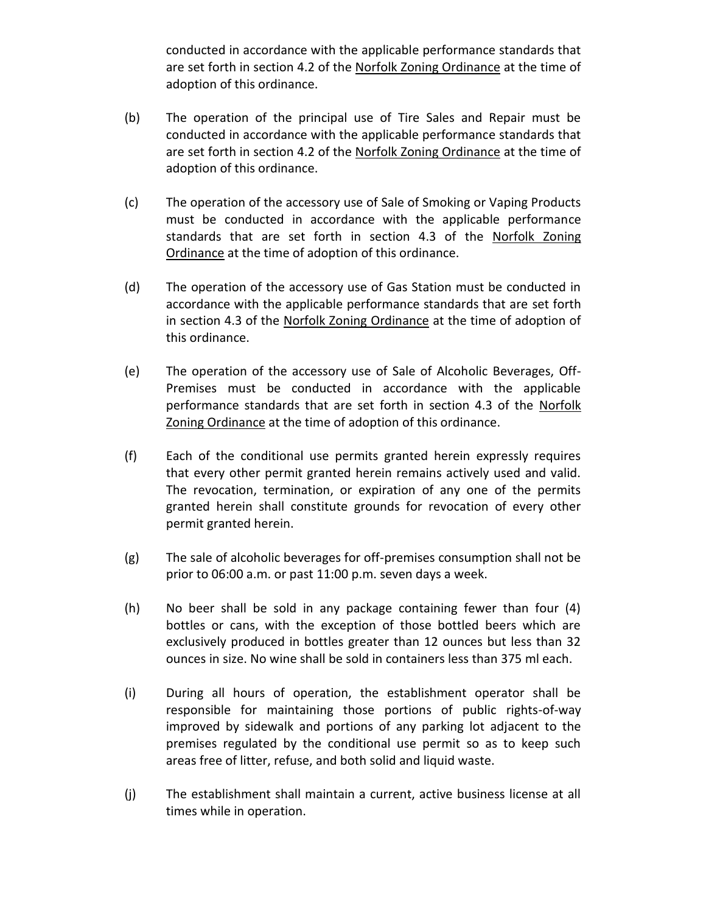conducted in accordance with the applicable performance standards that are set forth in section 4.2 of the Norfolk Zoning Ordinance at the time of adoption of this ordinance.

(b) The operation of the principal use of Tire Sales and Repair must be conducted in accordance with the applicable performance standards that are set forth in section 4.2 of the Norfolk Zoning Ordinance at the time of adoption of this ordinance.

(c) The operation of the accessory use of Sale of Smoking or Vaping Products must be conducted in accordance with the applicable performance standards that are set forth in section 4.3 of the Norfolk Zoning Ordinance at the time of adoption of this ordinance.

(d) The operation of the accessory use of Gas Station must be conducted in accordance with the applicable performance standards that are set forth in section 4.3 of the Norfolk Zoning Ordinance at the time of adoption of this ordinance.

(e) The operation of the accessory use of Sale of Alcoholic Beverages, Off-Premises must be conducted in accordance with the applicable performance standards that are set forth in section 4.3 of the Norfolk Zoning Ordinance at the time of adoption of this ordinance.

(f) Each of the conditional use permits granted herein expressly requires that every other permit granted herein remains actively used and valid. The revocation, termination, or expiration of any one of the permits granted herein shall constitute grounds for revocation of every other permit granted herein.

(g) The sale of alcoholic beverages for off-premises consumption shall not be prior to 06:00 a.m. or past 11:00 p.m. seven days a week.

(h) No beer shall be sold in any package containing fewer than four (4) bottles or cans, with the exception of those bottled beers which are exclusively produced in bottles greater than 12 ounces but less than 32 ounces in size. No wine shall be sold in containers less than 375 ml each.

(i) During all hours of operation, the establishment operator shall be responsible for maintaining those portions of public rights-of-way improved by sidewalk and portions of any parking lot adjacent to the premises regulated by the conditional use permit so as to keep such areas free of litter, refuse, and both solid and liquid waste.

(j) The establishment shall maintain a current, active business license at all times while in operation.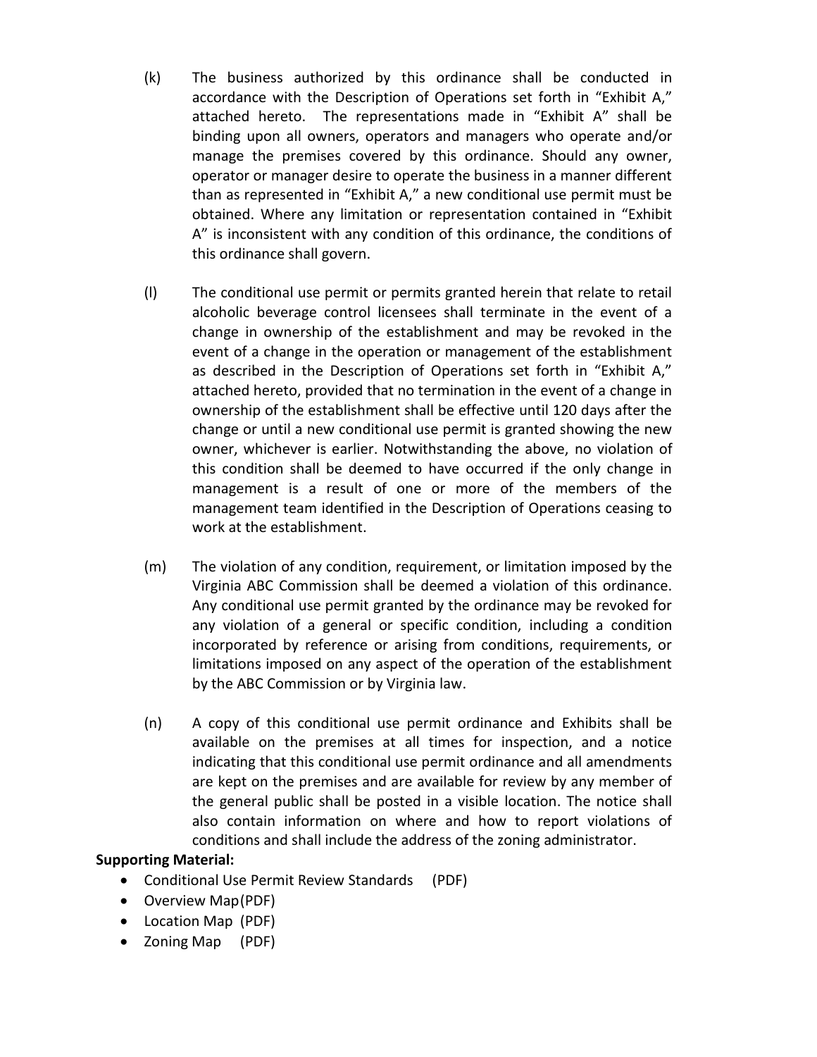(k) The business authorized by this ordinance shall be conducted in accordance with the Description of Operations set forth in "Exhibit A," attached hereto. The representations made in "Exhibit A" shall be binding upon all owners, operators and managers who operate and/or manage the premises covered by this ordinance. Should any owner, operator or manager desire to operate the business in a manner different than as represented in "Exhibit A," a new conditional use permit must be obtained. Where any limitation or representation contained in "Exhibit A" is inconsistent with any condition of this ordinance, the conditions of this ordinance shall govern.

(l) The conditional use permit or permits granted herein that relate to retail alcoholic beverage control licensees shall terminate in the event of a change in ownership of the establishment and may be revoked in the event of a change in the operation or management of the establishment as described in the Description of Operations set forth in "Exhibit A," attached hereto, provided that no termination in the event of a change in ownership of the establishment shall be effective until 120 days after the change or until a new conditional use permit is granted showing the new owner, whichever is earlier. Notwithstanding the above, no violation of this condition shall be deemed to have occurred if the only change in management is a result of one or more of the members of the management team identified in the Description of Operations ceasing to work at the establishment.

(m) The violation of any condition, requirement, or limitation imposed by the Virginia ABC Commission shall be deemed a violation of this ordinance. Any conditional use permit granted by the ordinance may be revoked for any violation of a general or specific condition, including a condition incorporated by reference or arising from conditions, requirements, or limitations imposed on any aspect of the operation of the establishment by the ABC Commission or by Virginia law.

(n) A copy of this conditional use permit ordinance and Exhibits shall be available on the premises at all times for inspection, and a notice indicating that this conditional use permit ordinance and all amendments are kept on the premises and are available for review by any member of the general public shall be posted in a visible location. The notice shall also contain information on where and how to report violations of conditions and shall include the address of the zoning administrator.

**Supporting Material:**

- Conditional Use Permit Review Standards (PDF)
- Overview Map(PDF)
- Location Map (PDF)
- Zoning Map (PDF)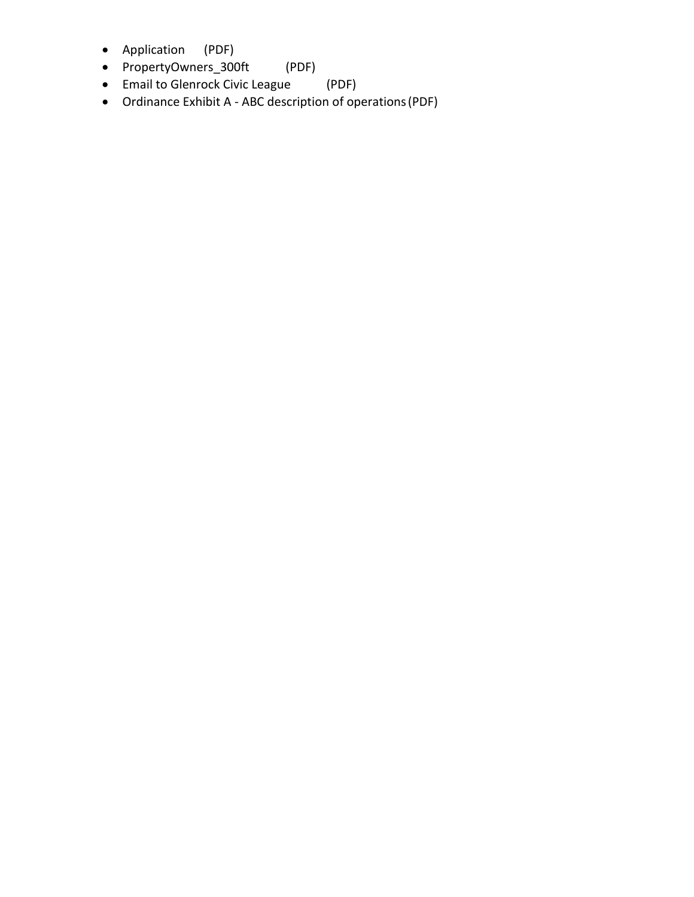- Application (PDF)
- PropertyOwners_300ft (PDF)
- Email to Glenrock Civic League (PDF)
- Ordinance Exhibit A - ABC description of operations (PDF)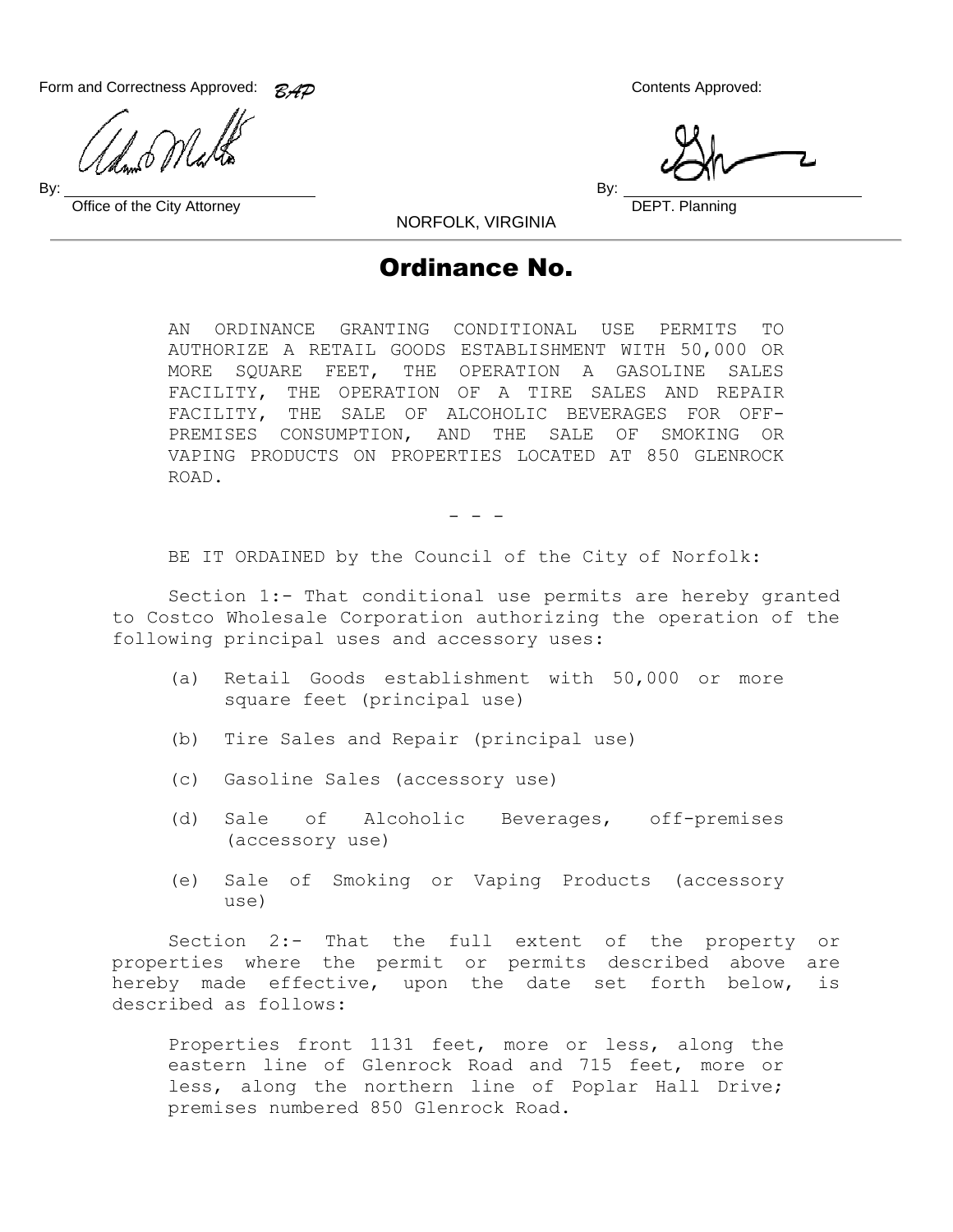Form and Correctness Approved: BAP

By: ______________________________
Office of the City Attorney

Contents Approved:

By: ______________________________
DEPT. Planning

NORFOLK, VIRGINIA

# Ordinance No.

AN ORDINANCE GRANTING CONDITIONAL USE PERMITS TO AUTHORIZE A RETAIL GOODS ESTABLISHMENT WITH 50,000 OR MORE SQUARE FEET, THE OPERATION A GASOLINE SALES FACILITY, THE OPERATION OF A TIRE SALES AND REPAIR FACILITY, THE SALE OF ALCOHOLIC BEVERAGES FOR OFF-PREMISES CONSUMPTION, AND THE SALE OF SMOKING OR VAPING PRODUCTS ON PROPERTIES LOCATED AT 850 GLENROCK ROAD.

- - -

BE IT ORDAINED by the Council of the City of Norfolk:

Section 1:- That conditional use permits are hereby granted to Costco Wholesale Corporation authorizing the operation of the following principal uses and accessory uses:

(a) Retail Goods establishment with 50,000 or more square feet (principal use)

(b) Tire Sales and Repair (principal use)

(c) Gasoline Sales (accessory use)

(d) Sale of Alcoholic Beverages, off-premises (accessory use)

(e) Sale of Smoking or Vaping Products (accessory use)

Section 2:- That the full extent of the property or properties where the permit or permits described above are hereby made effective, upon the date set forth below, is described as follows:

Properties front 1131 feet, more or less, along the eastern line of Glenrock Road and 715 feet, more or less, along the northern line of Poplar Hall Drive; premises numbered 850 Glenrock Road.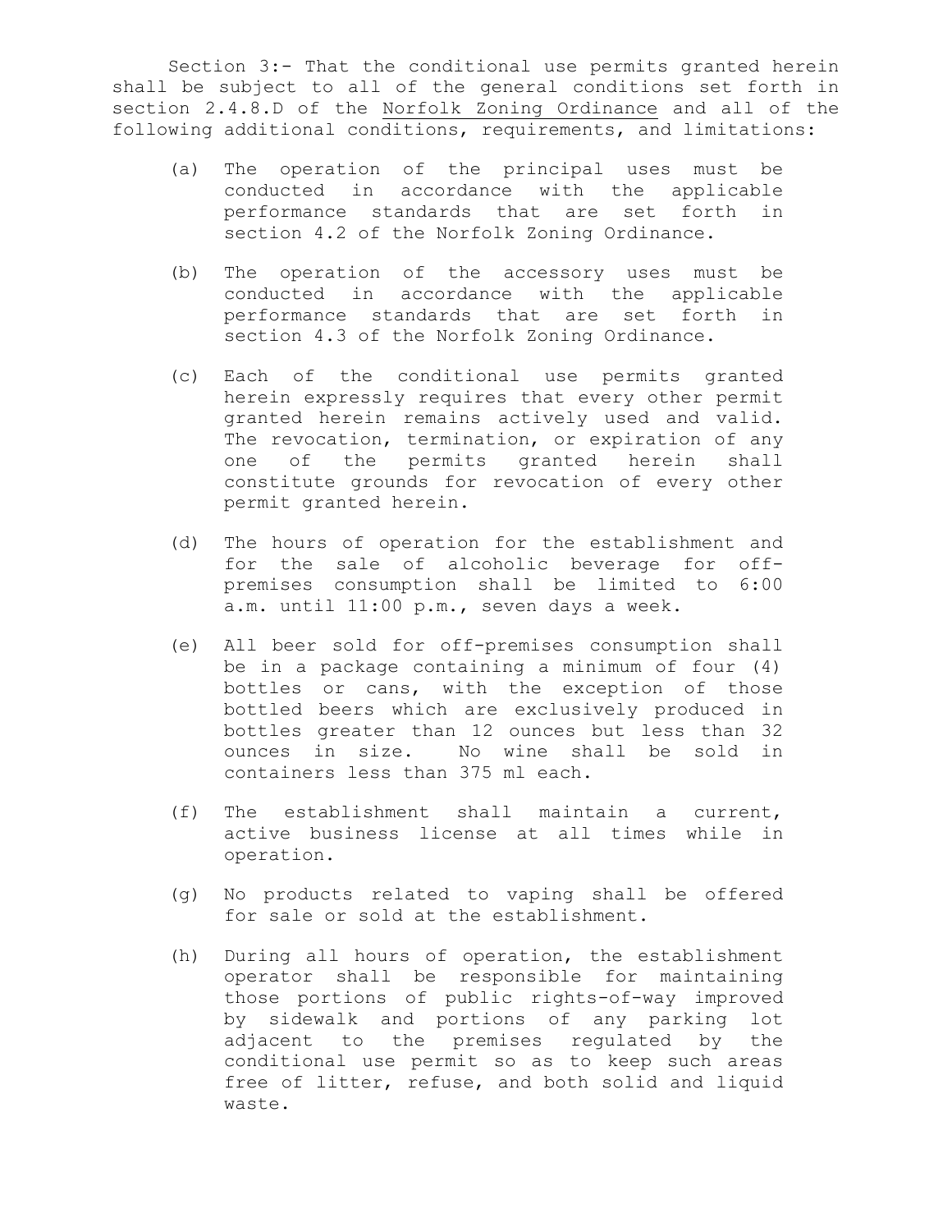Section 3:- That the conditional use permits granted herein shall be subject to all of the general conditions set forth in section 2.4.8.D of the Norfolk Zoning Ordinance and all of the following additional conditions, requirements, and limitations:

(a) The operation of the principal uses must be conducted in accordance with the applicable performance standards that are set forth in section 4.2 of the Norfolk Zoning Ordinance.

(b) The operation of the accessory uses must be conducted in accordance with the applicable performance standards that are set forth in section 4.3 of the Norfolk Zoning Ordinance.

(c) Each of the conditional use permits granted herein expressly requires that every other permit granted herein remains actively used and valid. The revocation, termination, or expiration of any one of the permits granted herein shall constitute grounds for revocation of every other permit granted herein.

(d) The hours of operation for the establishment and for the sale of alcoholic beverage for off-premises consumption shall be limited to 6:00 a.m. until 11:00 p.m., seven days a week.

(e) All beer sold for off-premises consumption shall be in a package containing a minimum of four (4) bottles or cans, with the exception of those bottled beers which are exclusively produced in bottles greater than 12 ounces but less than 32 ounces in size. No wine shall be sold in containers less than 375 ml each.

(f) The establishment shall maintain a current, active business license at all times while in operation.

(g) No products related to vaping shall be offered for sale or sold at the establishment.

(h) During all hours of operation, the establishment operator shall be responsible for maintaining those portions of public rights-of-way improved by sidewalk and portions of any parking lot adjacent to the premises regulated by the conditional use permit so as to keep such areas free of litter, refuse, and both solid and liquid waste.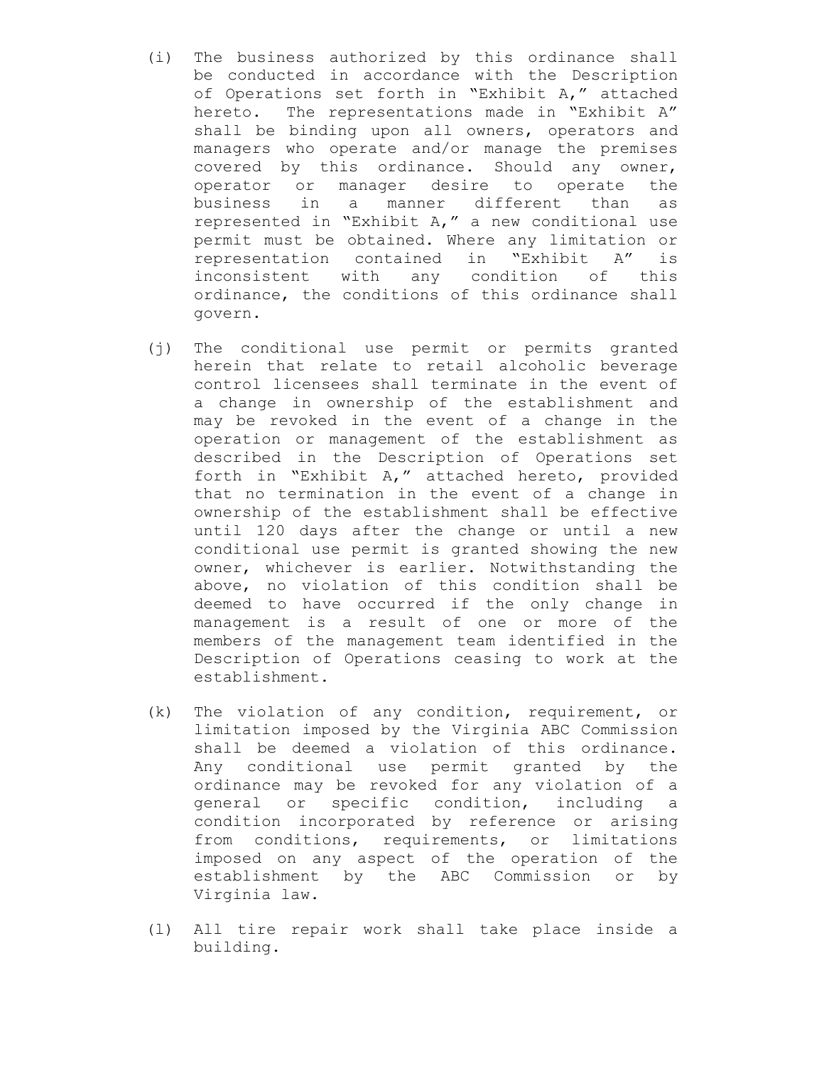(i) The business authorized by this ordinance shall be conducted in accordance with the Description of Operations set forth in "Exhibit A," attached hereto. The representations made in "Exhibit A" shall be binding upon all owners, operators and managers who operate and/or manage the premises covered by this ordinance. Should any owner, operator or manager desire to operate the business in a manner different than as represented in "Exhibit A," a new conditional use permit must be obtained. Where any limitation or representation contained in "Exhibit A" is inconsistent with any condition of this ordinance, the conditions of this ordinance shall govern.

(j) The conditional use permit or permits granted herein that relate to retail alcoholic beverage control licensees shall terminate in the event of a change in ownership of the establishment and may be revoked in the event of a change in the operation or management of the establishment as described in the Description of Operations set forth in "Exhibit A," attached hereto, provided that no termination in the event of a change in ownership of the establishment shall be effective until 120 days after the change or until a new conditional use permit is granted showing the new owner, whichever is earlier. Notwithstanding the above, no violation of this condition shall be deemed to have occurred if the only change in management is a result of one or more of the members of the management team identified in the Description of Operations ceasing to work at the establishment.

(k) The violation of any condition, requirement, or limitation imposed by the Virginia ABC Commission shall be deemed a violation of this ordinance. Any conditional use permit granted by the ordinance may be revoked for any violation of a general or specific condition, including a condition incorporated by reference or arising from conditions, requirements, or limitations imposed on any aspect of the operation of the establishment by the ABC Commission or by Virginia law.

(l) All tire repair work shall take place inside a building.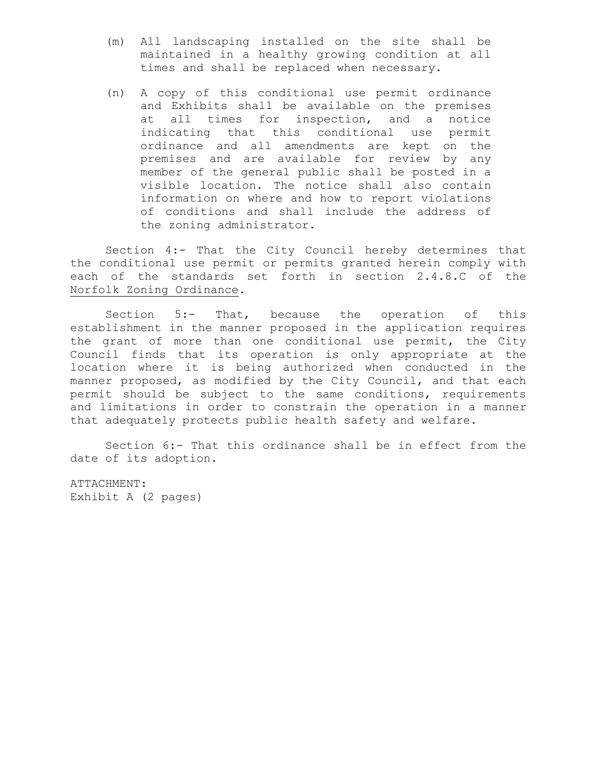(m) All landscaping installed on the site shall be maintained in a healthy growing condition at all times and shall be replaced when necessary.

(n) A copy of this conditional use permit ordinance and Exhibits shall be available on the premises at all times for inspection, and a notice indicating that this conditional use permit ordinance and all amendments are kept on the premises and are available for review by any member of the general public shall be posted in a visible location. The notice shall also contain information on where and how to report violations of conditions and shall include the address of the zoning administrator.

Section 4:- That the City Council hereby determines that the conditional use permit or permits granted herein comply with each of the standards set forth in section 2.4.8.C of the Norfolk Zoning Ordinance.

Section 5:- That, because the operation of this establishment in the manner proposed in the application requires the grant of more than one conditional use permit, the City Council finds that its operation is only appropriate at the location where it is being authorized when conducted in the manner proposed, as modified by the City Council, and that each permit should be subject to the same conditions, requirements and limitations in order to constrain the operation in a manner that adequately protects public health safety and welfare.

Section 6:- That this ordinance shall be in effect from the date of its adoption.

ATTACHMENT:
Exhibit A (2 pages)